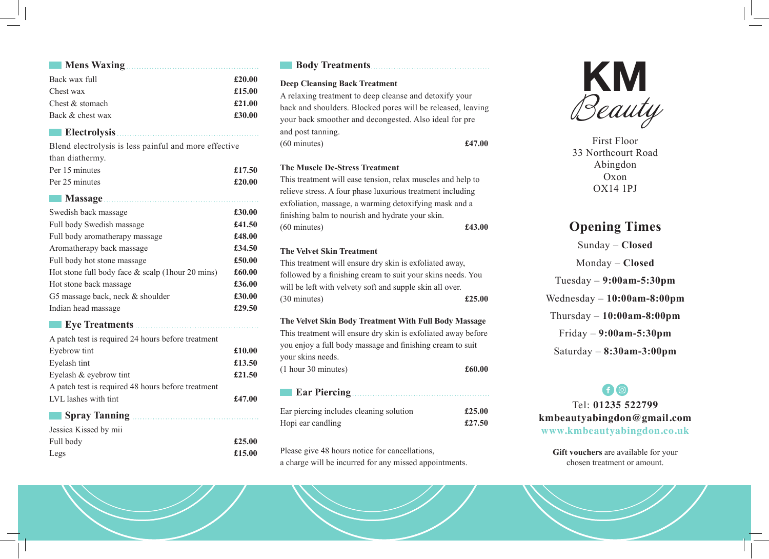## Mens Waxing

| Treatment | Price |
| --- | --- |
| Back wax full | **£20.00** |
| Chest wax | **£15.00** |
| Chest & stomach | **£21.00** |
| Back & chest wax | **£30.00** |

## Electrolysis

Blend electrolysis is less painful and more effective than diathermy.

| Treatment | Price |
| --- | --- |
| Per 15 minutes | **£17.50** |
| Per 25 minutes | **£20.00** |

## Massage

| Treatment | Price |
| --- | --- |
| Swedish back massage | **£30.00** |
| Full body Swedish massage | **£41.50** |
| Full body aromatherapy massage | **£48.00** |
| Aromatherapy back massage | **£34.50** |
| Full body hot stone massage | **£50.00** |
| Hot stone full body face & scalp (1hour 20 mins) | **£60.00** |
| Hot stone back massage | **£36.00** |
| G5 massage back, neck & shoulder | **£30.00** |
| Indian head massage | **£29.50** |

## Eye Treatments

A patch test is required 24 hours before treatment

| Treatment | Price |
| --- | --- |
| Eyebrow tint | **£10.00** |
| Eyelash tint | **£13.50** |
| Eyelash & eyebrow tint | **£21.50** |

A patch test is required 48 hours before treatment

| Treatment | Price |
| --- | --- |
| LVL lashes with tint | **£47.00** |

## Spray Tanning

Jessica Kissed by mii

| Treatment | Price |
| --- | --- |
| Full body | **£25.00** |
| Legs | **£15.00** |

## Body Treatments

**Deep Cleansing Back Treatment**

A relaxing treatment to deep cleanse and detoxify your back and shoulders. Blocked pores will be released, leaving your back smoother and decongested. Also ideal for pre and post tanning.

(60 minutes) **£47.00**

**The Muscle De-Stress Treatment**

This treatment will ease tension, relax muscles and help to relieve stress. A four phase luxurious treatment including exfoliation, massage, a warming detoxifying mask and a finishing balm to nourish and hydrate your skin.

(60 minutes) **£43.00**

**The Velvet Skin Treatment**

This treatment will ensure dry skin is exfoliated away, followed by a finishing cream to suit your skins needs. You will be left with velvety soft and supple skin all over.

(30 minutes) **£25.00**

**The Velvet Skin Body Treatment With Full Body Massage**

This treatment will ensure dry skin is exfoliated away before you enjoy a full body massage and finishing cream to suit your skins needs.

(1 hour 30 minutes) **£60.00**

## Ear Piercing

| Treatment | Price |
| --- | --- |
| Ear piercing includes cleaning solution | **£25.00** |
| Hopi ear candling | **£27.50** |

Please give 48 hours notice for cancellations, a charge will be incurred for any missed appointments.

# KM *Beauty*

First Floor
33 Northcourt Road
Abingdon
Oxon
OX14 1PJ

## Opening Times

Sunday – **Closed**

Monday – **Closed**

Tuesday – **9:00am-5:30pm**

Wednesday – **10:00am-8:00pm**

Thursday – **10:00am-8:00pm**

Friday – **9:00am-5:30pm**

Saturday – **8:30am-3:00pm**

Tel: **01235 522799**
**kmbeautyabingdon@gmail.com**
**www.kmbeautyabingdon.co.uk**

**Gift vouchers** are available for your chosen treatment or amount.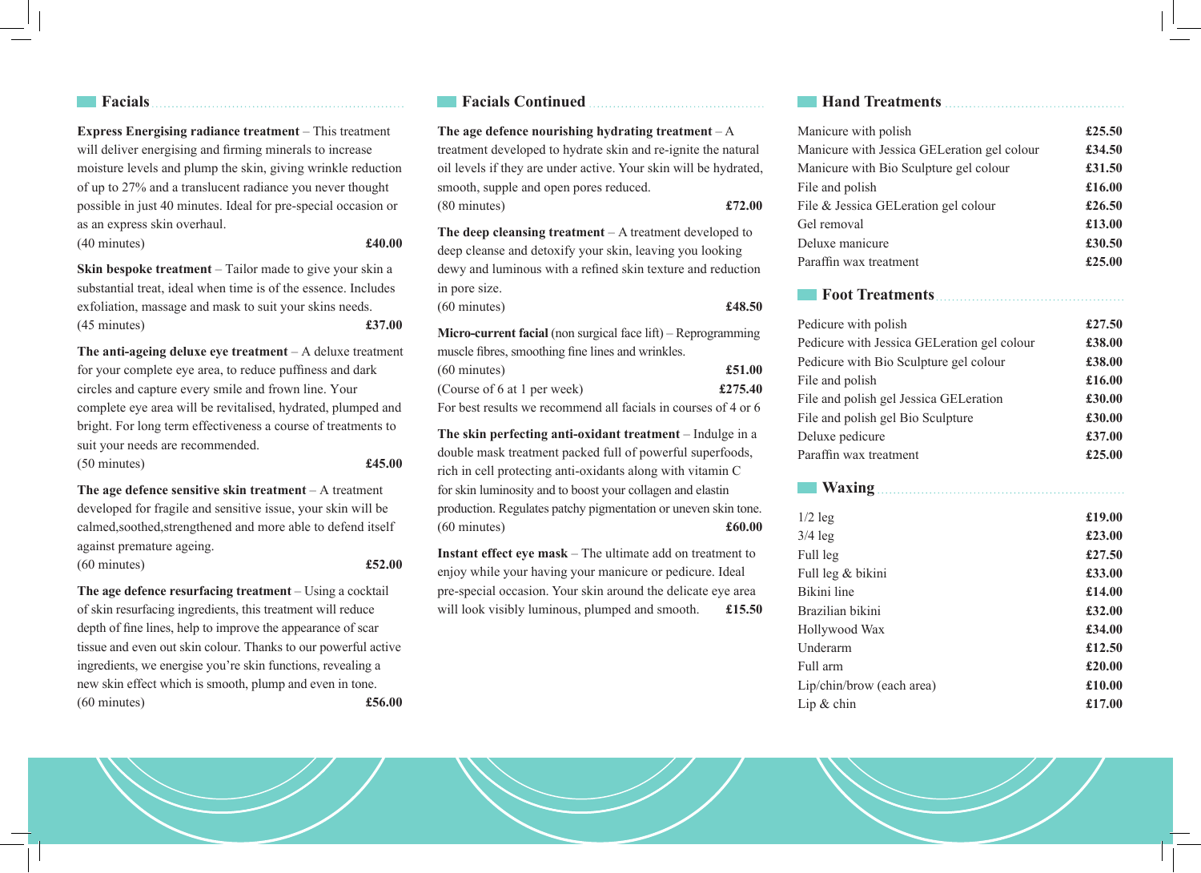## Facials

**Express Energising radiance treatment** – This treatment will deliver energising and firming minerals to increase moisture levels and plump the skin, giving wrinkle reduction of up to 27% and a translucent radiance you never thought possible in just 40 minutes. Ideal for pre-special occasion or as an express skin overhaul.
(40 minutes) **£40.00**

**Skin bespoke treatment** – Tailor made to give your skin a substantial treat, ideal when time is of the essence. Includes exfoliation, massage and mask to suit your skins needs.
(45 minutes) **£37.00**

**The anti-ageing deluxe eye treatment** – A deluxe treatment for your complete eye area, to reduce puffiness and dark circles and capture every smile and frown line. Your complete eye area will be revitalised, hydrated, plumped and bright. For long term effectiveness a course of treatments to suit your needs are recommended.
(50 minutes) **£45.00**

**The age defence sensitive skin treatment** – A treatment developed for fragile and sensitive issue, your skin will be calmed,soothed,strengthened and more able to defend itself against premature ageing.
(60 minutes) **£52.00**

**The age defence resurfacing treatment** – Using a cocktail of skin resurfacing ingredients, this treatment will reduce depth of fine lines, help to improve the appearance of scar tissue and even out skin colour. Thanks to our powerful active ingredients, we energise you're skin functions, revealing a new skin effect which is smooth, plump and even in tone.
(60 minutes) **£56.00**

## Facials Continued

**The age defence nourishing hydrating treatment** – A treatment developed to hydrate skin and re-ignite the natural oil levels if they are under active. Your skin will be hydrated, smooth, supple and open pores reduced.
(80 minutes) **£72.00**

**The deep cleansing treatment** – A treatment developed to deep cleanse and detoxify your skin, leaving you looking dewy and luminous with a refined skin texture and reduction in pore size.
(60 minutes) **£48.50**

**Micro-current facial** (non surgical face lift) – Reprogramming muscle fibres, smoothing fine lines and wrinkles.
(60 minutes) **£51.00**
(Course of 6 at 1 per week) **£275.40**
For best results we recommend all facials in courses of 4 or 6

**The skin perfecting anti-oxidant treatment** – Indulge in a double mask treatment packed full of powerful superfoods, rich in cell protecting anti-oxidants along with vitamin C for skin luminosity and to boost your collagen and elastin production. Regulates patchy pigmentation or uneven skin tone.
(60 minutes) **£60.00**

**Instant effect eye mask** – The ultimate add on treatment to enjoy while your having your manicure or pedicure. Ideal pre-special occasion. Your skin around the delicate eye area will look visibly luminous, plumped and smooth. **£15.50**

## Hand Treatments

| | |
|---|---|
| Manicure with polish | **£25.50** |
| Manicure with Jessica GELeration gel colour | **£34.50** |
| Manicure with Bio Sculpture gel colour | **£31.50** |
| File and polish | **£16.00** |
| File & Jessica GELeration gel colour | **£26.50** |
| Gel removal | **£13.00** |
| Deluxe manicure | **£30.50** |
| Paraffin wax treatment | **£25.00** |

## Foot Treatments

| | |
|---|---|
| Pedicure with polish | **£27.50** |
| Pedicure with Jessica GELeration gel colour | **£38.00** |
| Pedicure with Bio Sculpture gel colour | **£38.00** |
| File and polish | **£16.00** |
| File and polish gel Jessica GELeration | **£30.00** |
| File and polish gel Bio Sculpture | **£30.00** |
| Deluxe pedicure | **£37.00** |
| Paraffin wax treatment | **£25.00** |

## Waxing

| | |
|---|---|
| 1/2 leg | **£19.00** |
| 3/4 leg | **£23.00** |
| Full leg | **£27.50** |
| Full leg & bikini | **£33.00** |
| Bikini line | **£14.00** |
| Brazilian bikini | **£32.00** |
| Hollywood Wax | **£34.00** |
| Underarm | **£12.50** |
| Full arm | **£20.00** |
| Lip/chin/brow (each area) | **£10.00** |
| Lip & chin | **£17.00** |